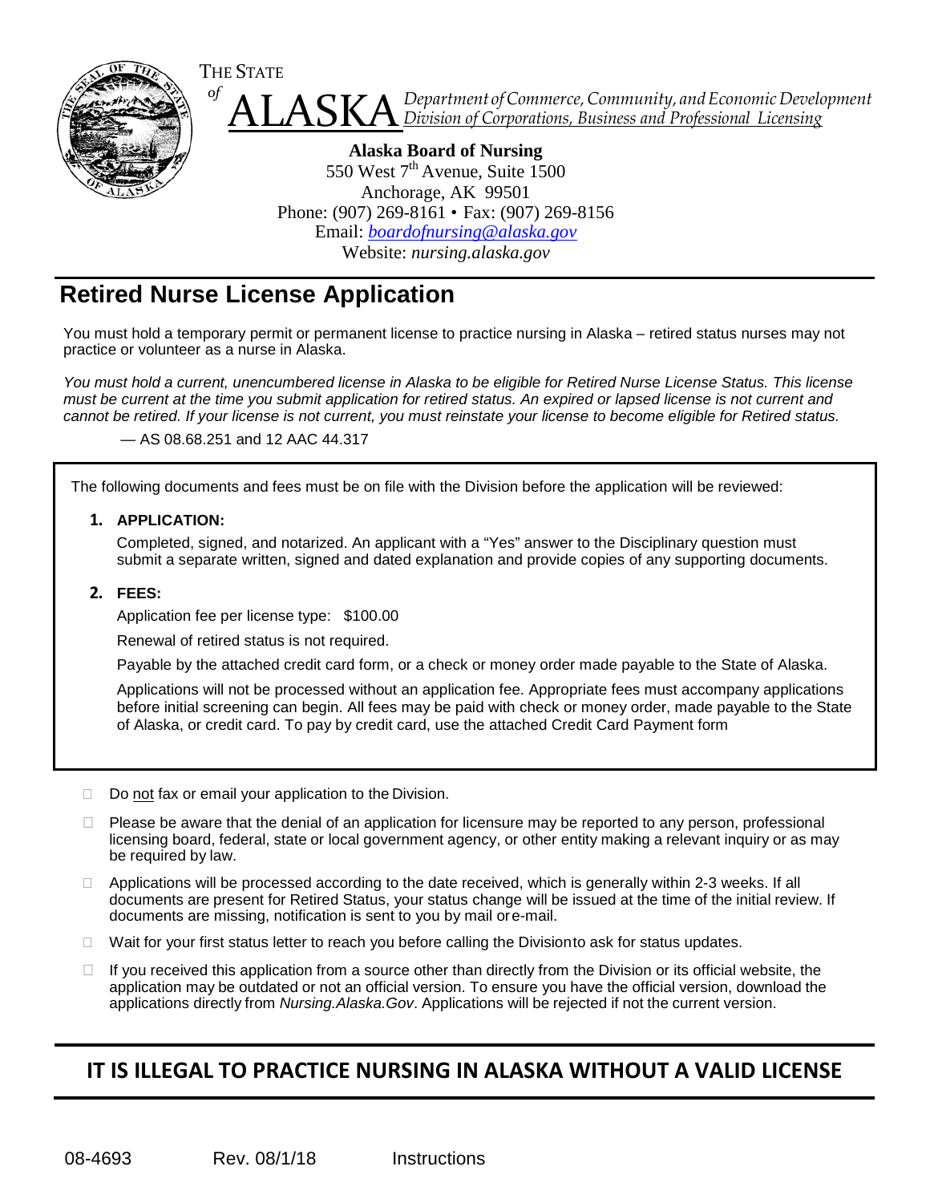THE STATE *of* ALASKA *Department of Commerce, Community, and Economic Development*
*Division of Corporations, Business and Professional Licensing*

**Alaska Board of Nursing**
550 West 7th Avenue, Suite 1500
Anchorage, AK 99501
Phone: (907) 269-8161 • Fax: (907) 269-8156
Email: *boardofnursing@alaska.gov*
Website: *nursing.alaska.gov*

# Retired Nurse License Application

You must hold a temporary permit or permanent license to practice nursing in Alaska – retired status nurses may not practice or volunteer as a nurse in Alaska.

*You must hold a current, unencumbered license in Alaska to be eligible for Retired Nurse License Status. This license must be current at the time you submit application for retired status. An expired or lapsed license is not current and cannot be retired. If your license is not current, you must reinstate your license to become eligible for Retired status.*

— AS 08.68.251 and 12 AAC 44.317

The following documents and fees must be on file with the Division before the application will be reviewed:

1. **APPLICATION:**

   Completed, signed, and notarized. An applicant with a "Yes" answer to the Disciplinary question must submit a separate written, signed and dated explanation and provide copies of any supporting documents.

2. **FEES:**

   Application fee per license type: $100.00

   Renewal of retired status is not required.

   Payable by the attached credit card form, or a check or money order made payable to the State of Alaska.

   Applications will not be processed without an application fee. Appropriate fees must accompany applications before initial screening can begin. All fees may be paid with check or money order, made payable to the State of Alaska, or credit card. To pay by credit card, use the attached Credit Card Payment form

- Do not fax or email your application to the Division.
- Please be aware that the denial of an application for licensure may be reported to any person, professional licensing board, federal, state or local government agency, or other entity making a relevant inquiry or as may be required by law.
- Applications will be processed according to the date received, which is generally within 2-3 weeks. If all documents are present for Retired Status, your status change will be issued at the time of the initial review. If documents are missing, notification is sent to you by mail or e-mail.
- Wait for your first status letter to reach you before calling the Division to ask for status updates.
- If you received this application from a source other than directly from the Division or its official website, the application may be outdated or not an official version. To ensure you have the official version, download the applications directly from *Nursing.Alaska.Gov*. Applications will be rejected if not the current version.

## IT IS ILLEGAL TO PRACTICE NURSING IN ALASKA WITHOUT A VALID LICENSE

08-4693 Rev. 08/1/18 Instructions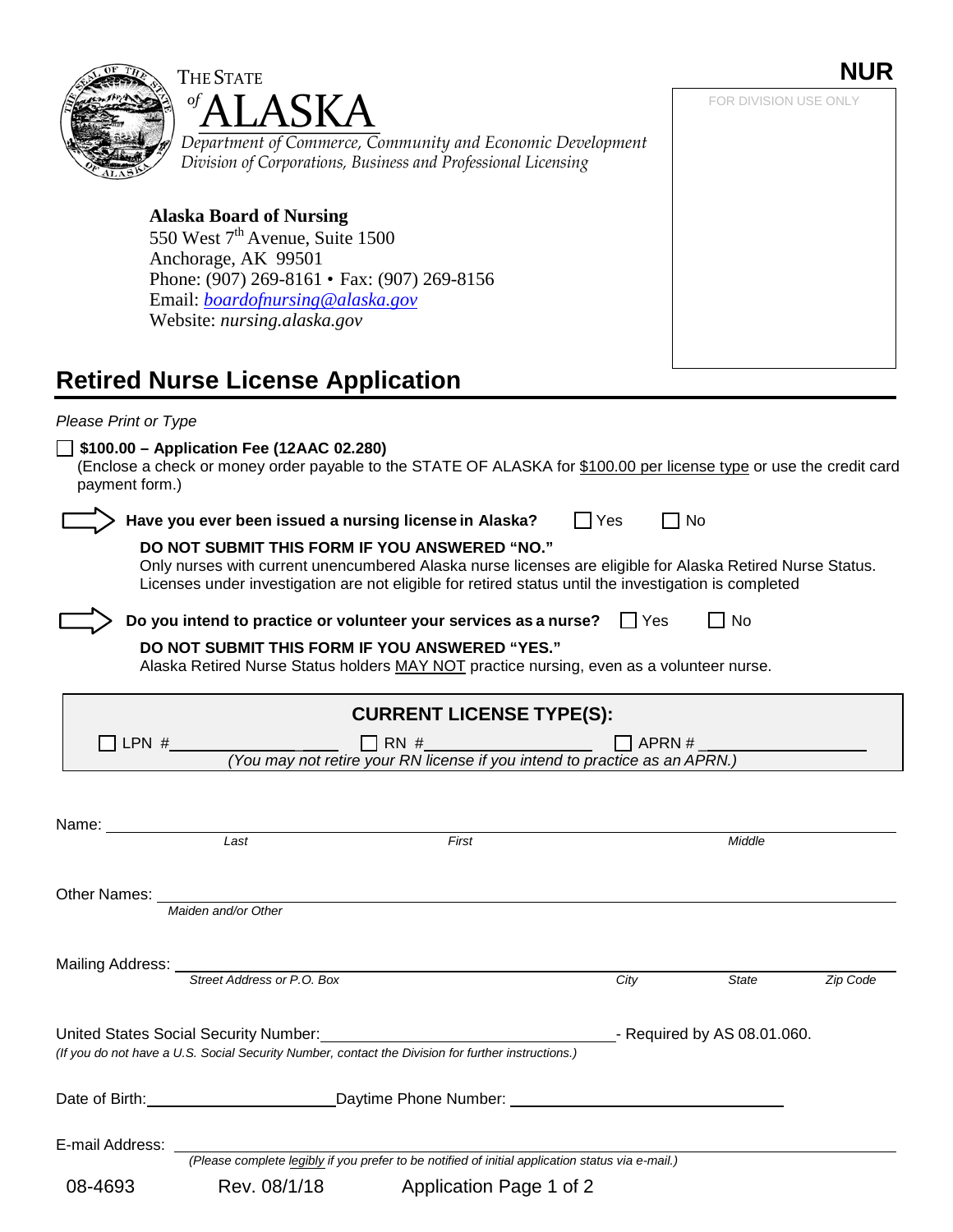THE STATE of ALASKA

*Department of Commerce, Community and Economic Development*
*Division of Corporations, Business and Professional Licensing*

**NUR**

FOR DIVISION USE ONLY

**Alaska Board of Nursing**
550 West 7th Avenue, Suite 1500
Anchorage, AK 99501
Phone: (907) 269-8161 • Fax: (907) 269-8156
Email: *boardofnursing@alaska.gov*
Website: *nursing.alaska.gov*

# Retired Nurse License Application

*Please Print or Type*

☐ **$100.00 – Application Fee (12AAC 02.280)**
(Enclose a check or money order payable to the STATE OF ALASKA for $100.00 per license type or use the credit card payment form.)

**Have you ever been issued a nursing license in Alaska?** ☐ Yes ☐ No

**DO NOT SUBMIT THIS FORM IF YOU ANSWERED "NO."**
Only nurses with current unencumbered Alaska nurse licenses are eligible for Alaska Retired Nurse Status. Licenses under investigation are not eligible for retired status until the investigation is completed

**Do you intend to practice or volunteer your services as a nurse?** ☐ Yes ☐ No

**DO NOT SUBMIT THIS FORM IF YOU ANSWERED "YES."**
Alaska Retired Nurse Status holders MAY NOT practice nursing, even as a volunteer nurse.

## CURRENT LICENSE TYPE(S):

☐ LPN #\_\_\_\_\_\_\_\_\_\_ ☐ RN #\_\_\_\_\_\_\_\_\_\_ ☐ APRN # \_\_\_\_\_\_\_\_\_\_

*(You may not retire your RN license if you intend to practice as an APRN.)*

Name: \_\_\_\_\_\_\_\_\_\_\_\_\_\_\_\_\_\_\_\_\_\_\_\_\_\_\_\_\_\_\_\_\_\_\_\_\_\_\_\_
*Last* *First* *Middle*

Other Names: \_\_\_\_\_\_\_\_\_\_\_\_\_\_\_\_\_\_\_\_\_\_\_\_\_\_\_\_\_\_\_\_\_\_\_\_\_\_\_\_
*Maiden and/or Other*

Mailing Address: \_\_\_\_\_\_\_\_\_\_\_\_\_\_\_\_\_\_\_\_\_\_\_\_\_\_\_\_\_\_\_\_\_\_\_\_\_\_\_\_
*Street Address or P.O. Box* *City* *State* *Zip Code*

United States Social Security Number: \_\_\_\_\_\_\_\_\_\_\_\_\_\_\_\_\_\_\_\_ - Required by AS 08.01.060.
*(If you do not have a U.S. Social Security Number, contact the Division for further instructions.)*

Date of Birth: \_\_\_\_\_\_\_\_\_\_\_\_\_\_\_\_\_\_\_\_ Daytime Phone Number: \_\_\_\_\_\_\_\_\_\_\_\_\_\_\_\_\_\_\_\_

E-mail Address: \_\_\_\_\_\_\_\_\_\_\_\_\_\_\_\_\_\_\_\_\_\_\_\_\_\_\_\_\_\_\_\_\_\_\_\_\_\_\_\_
*(Please complete legibly if you prefer to be notified of initial application status via e-mail.)*

08-4693 Rev. 08/1/18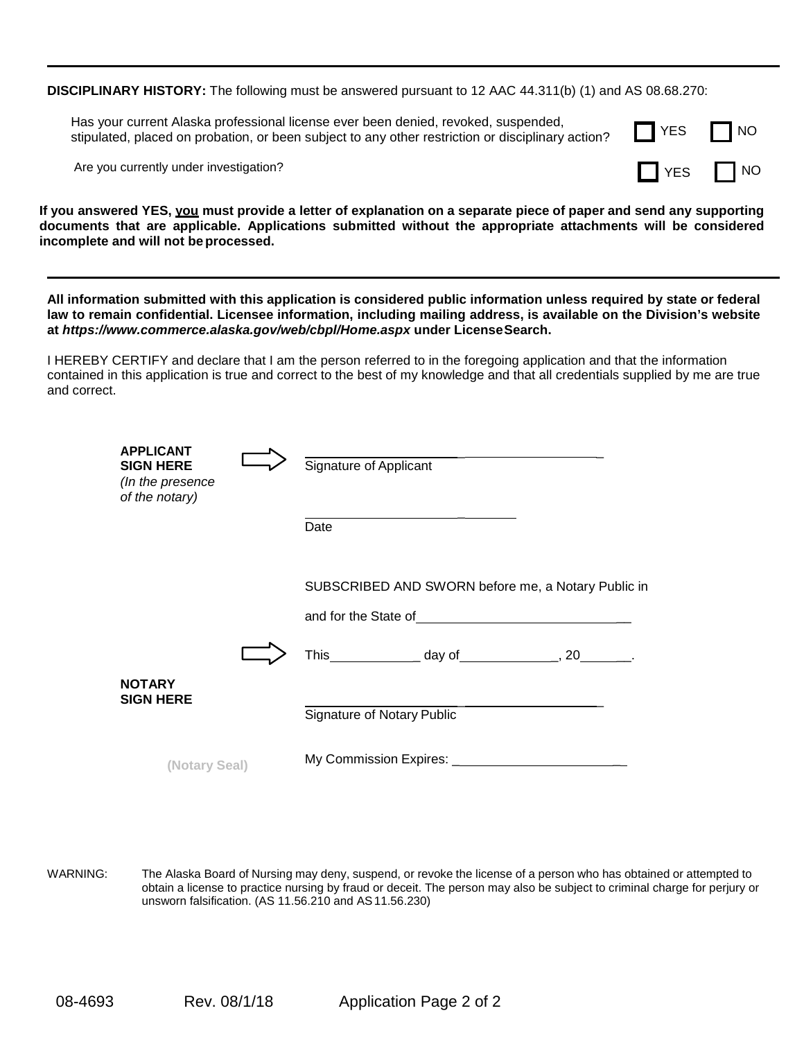**DISCIPLINARY HISTORY:** The following must be answered pursuant to 12 AAC 44.311(b) (1) and AS 08.68.270:

Has your current Alaska professional license ever been denied, revoked, suspended, stipulated, placed on probation, or been subject to any other restriction or disciplinary action? ☐ YES ☐ NO

Are you currently under investigation? ☐ YES ☐ NO

**If you answered YES, you must provide a letter of explanation on a separate piece of paper and send any supporting documents that are applicable. Applications submitted without the appropriate attachments will be considered incomplete and will not be processed.**

---

**All information submitted with this application is considered public information unless required by state or federal law to remain confidential. Licensee information, including mailing address, is available on the Division's website at *https://www.commerce.alaska.gov/web/cbpl/Home.aspx* under License Search.**

I HEREBY CERTIFY and declare that I am the person referred to in the foregoing application and that the information contained in this application is true and correct to the best of my knowledge and that all credentials supplied by me are true and correct.

**APPLICANT SIGN HERE**
*(In the presence of the notary)*

______________________________
Signature of Applicant

______________________________
Date

SUBSCRIBED AND SWORN before me, a Notary Public in

and for the State of ______________________________

This ____________ day of ____________, 20________.

**NOTARY SIGN HERE**

______________________________
Signature of Notary Public

(Notary Seal)

My Commission Expires: ______________________________

WARNING: The Alaska Board of Nursing may deny, suspend, or revoke the license of a person who has obtained or attempted to obtain a license to practice nursing by fraud or deceit. The person may also be subject to criminal charge for perjury or unsworn falsification. (AS 11.56.210 and AS 11.56.230)

08-4693 Rev. 08/1/18 Application Page 2 of 2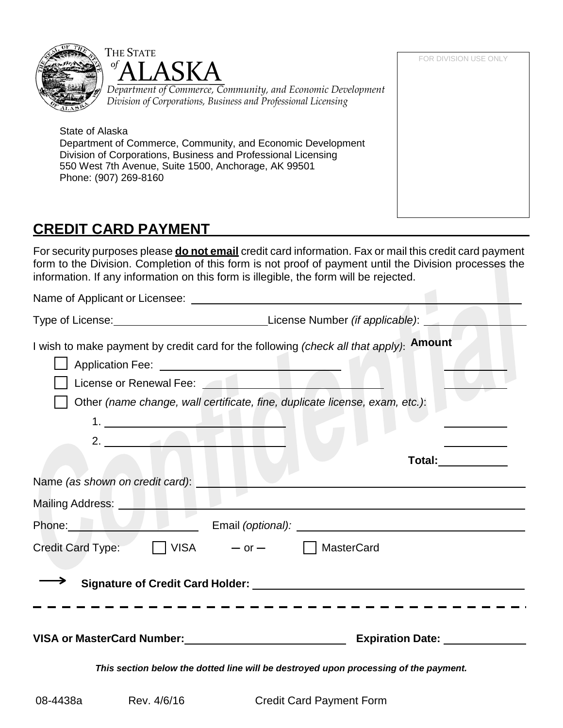THE STATE of ALASKA

*Department of Commerce, Community, and Economic Development*
*Division of Corporations, Business and Professional Licensing*

State of Alaska
Department of Commerce, Community, and Economic Development
Division of Corporations, Business and Professional Licensing
550 West 7th Avenue, Suite 1500, Anchorage, AK 99501
Phone: (907) 269-8160

FOR DIVISION USE ONLY

## CREDIT CARD PAYMENT

For security purposes please **do not email** credit card information. Fax or mail this credit card payment form to the Division. Completion of this form is not proof of payment until the Division processes the information. If any information on this form is illegible, the form will be rejected.

Name of Applicant or Licensee: ______________________________

Type of License: ____________________ License Number *(if applicable)*: ______________

I wish to make payment by credit card for the following *(check all that apply)*: **Amount**

- ☐ Application Fee: ____________________ __________
- ☐ License or Renewal Fee: ____________________ __________
- ☐ Other *(name change, wall certificate, fine, duplicate license, exam, etc.)*:
  1. ____________________ __________
  2. ____________________ __________

**Total:** __________

Name *(as shown on credit card)*: ______________________________

Mailing Address: ______________________________

Phone: ______________ Email *(optional):* ______________________________

Credit Card Type: ☐ VISA — or — ☐ MasterCard

→ **Signature of Credit Card Holder:** ______________________________

---

**VISA or MasterCard Number:** ____________________ **Expiration Date:** ______________

***This section below the dotted line will be destroyed upon processing of the payment.***

08-4438a Rev. 4/6/16 Credit Card Payment Form